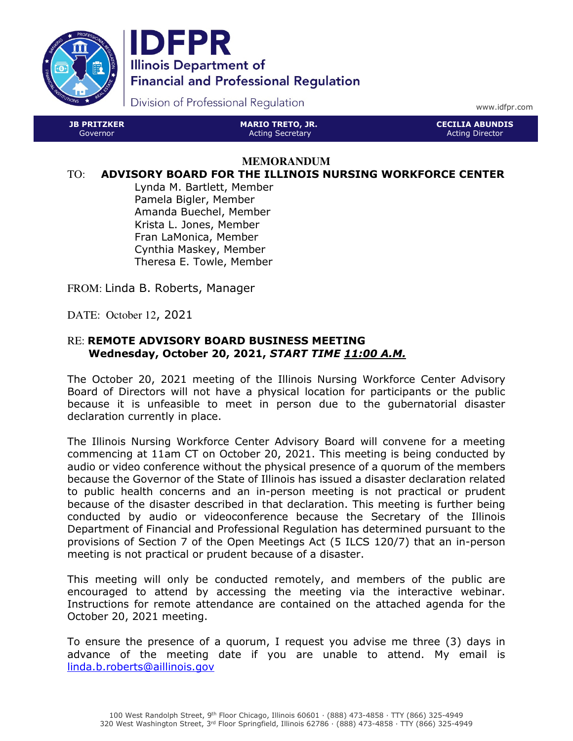# IDFPR

Illinois Department of Financial and Professional Regulation

Division of Professional Regulation

www.idfpr.com

| JB PRITZKER | MARIO TRETO, JR. | CECILIA ABUNDIS |
|---|---|---|
| Governor | Acting Secretary | Acting Director |

## MEMORANDUM

TO: **ADVISORY BOARD FOR THE ILLINOIS NURSING WORKFORCE CENTER**

Lynda M. Bartlett, Member
Pamela Bigler, Member
Amanda Buechel, Member
Krista L. Jones, Member
Fran LaMonica, Member
Cynthia Maskey, Member
Theresa E. Towle, Member

FROM: Linda B. Roberts, Manager

DATE: October 12, 2021

RE: **REMOTE ADVISORY BOARD BUSINESS MEETING**
**Wednesday, October 20, 2021, *START TIME 11:00 A.M.***

The October 20, 2021 meeting of the Illinois Nursing Workforce Center Advisory Board of Directors will not have a physical location for participants or the public because it is unfeasible to meet in person due to the gubernatorial disaster declaration currently in place.

The Illinois Nursing Workforce Center Advisory Board will convene for a meeting commencing at 11am CT on October 20, 2021. This meeting is being conducted by audio or video conference without the physical presence of a quorum of the members because the Governor of the State of Illinois has issued a disaster declaration related to public health concerns and an in-person meeting is not practical or prudent because of the disaster described in that declaration. This meeting is further being conducted by audio or videoconference because the Secretary of the Illinois Department of Financial and Professional Regulation has determined pursuant to the provisions of Section 7 of the Open Meetings Act (5 ILCS 120/7) that an in-person meeting is not practical or prudent because of a disaster.

This meeting will only be conducted remotely, and members of the public are encouraged to attend by accessing the meeting via the interactive webinar. Instructions for remote attendance are contained on the attached agenda for the October 20, 2021 meeting.

To ensure the presence of a quorum, I request you advise me three (3) days in advance of the meeting date if you are unable to attend. My email is linda.b.roberts@aillinois.gov

100 West Randolph Street, 9th Floor Chicago, Illinois 60601 · (888) 473-4858 · TTY (866) 325-4949
320 West Washington Street, 3rd Floor Springfield, Illinois 62786 · (888) 473-4858 · TTY (866) 325-4949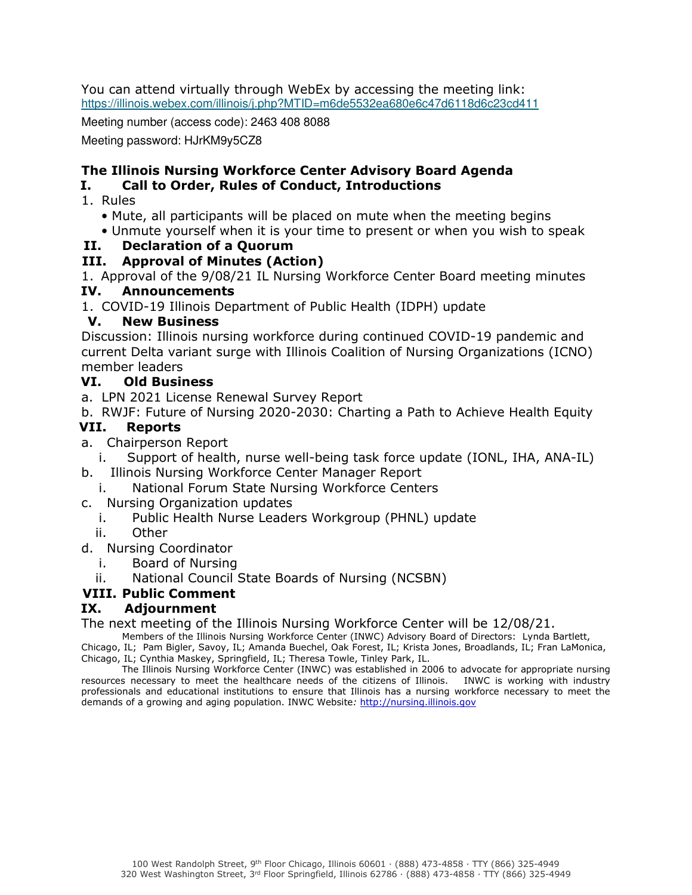You can attend virtually through WebEx by accessing the meeting link:
https://illinois.webex.com/illinois/j.php?MTID=m6de5532ea680e6c47d6118d6c23cd411

Meeting number (access code): 2463 408 8088

Meeting password: HJrKM9y5CZ8

## The Illinois Nursing Workforce Center Advisory Board Agenda

### I. Call to Order, Rules of Conduct, Introductions

1. Rules
   - Mute, all participants will be placed on mute when the meeting begins
   - Unmute yourself when it is your time to present or when you wish to speak

### II. Declaration of a Quorum

### III. Approval of Minutes (Action)

1. Approval of the 9/08/21 IL Nursing Workforce Center Board meeting minutes

### IV. Announcements

1. COVID-19 Illinois Department of Public Health (IDPH) update

### V. New Business

Discussion: Illinois nursing workforce during continued COVID-19 pandemic and current Delta variant surge with Illinois Coalition of Nursing Organizations (ICNO) member leaders

### VI. Old Business

a. LPN 2021 License Renewal Survey Report

b. RWJF: Future of Nursing 2020-2030: Charting a Path to Achieve Health Equity

### VII. Reports

a. Chairperson Report
   - i. Support of health, nurse well-being task force update (IONL, IHA, ANA-IL)

b. Illinois Nursing Workforce Center Manager Report
   - i. National Forum State Nursing Workforce Centers

c. Nursing Organization updates
   - i. Public Health Nurse Leaders Workgroup (PHNL) update
   - ii. Other

d. Nursing Coordinator
   - i. Board of Nursing
   - ii. National Council State Boards of Nursing (NCSBN)

### VIII. Public Comment

### IX. Adjournment

The next meeting of the Illinois Nursing Workforce Center will be 12/08/21.

Members of the Illinois Nursing Workforce Center (INWC) Advisory Board of Directors: Lynda Bartlett, Chicago, IL; Pam Bigler, Savoy, IL; Amanda Buechel, Oak Forest, IL; Krista Jones, Broadlands, IL; Fran LaMonica, Chicago, IL; Cynthia Maskey, Springfield, IL; Theresa Towle, Tinley Park, IL.

The Illinois Nursing Workforce Center (INWC) was established in 2006 to advocate for appropriate nursing resources necessary to meet the healthcare needs of the citizens of Illinois. INWC is working with industry professionals and educational institutions to ensure that Illinois has a nursing workforce necessary to meet the demands of a growing and aging population. INWC Website*:* http://nursing.illinois.gov

100 West Randolph Street, 9th Floor Chicago, Illinois 60601 · (888) 473-4858 · TTY (866) 325-4949
320 West Washington Street, 3rd Floor Springfield, Illinois 62786 · (888) 473-4858 · TTY (866) 325-4949